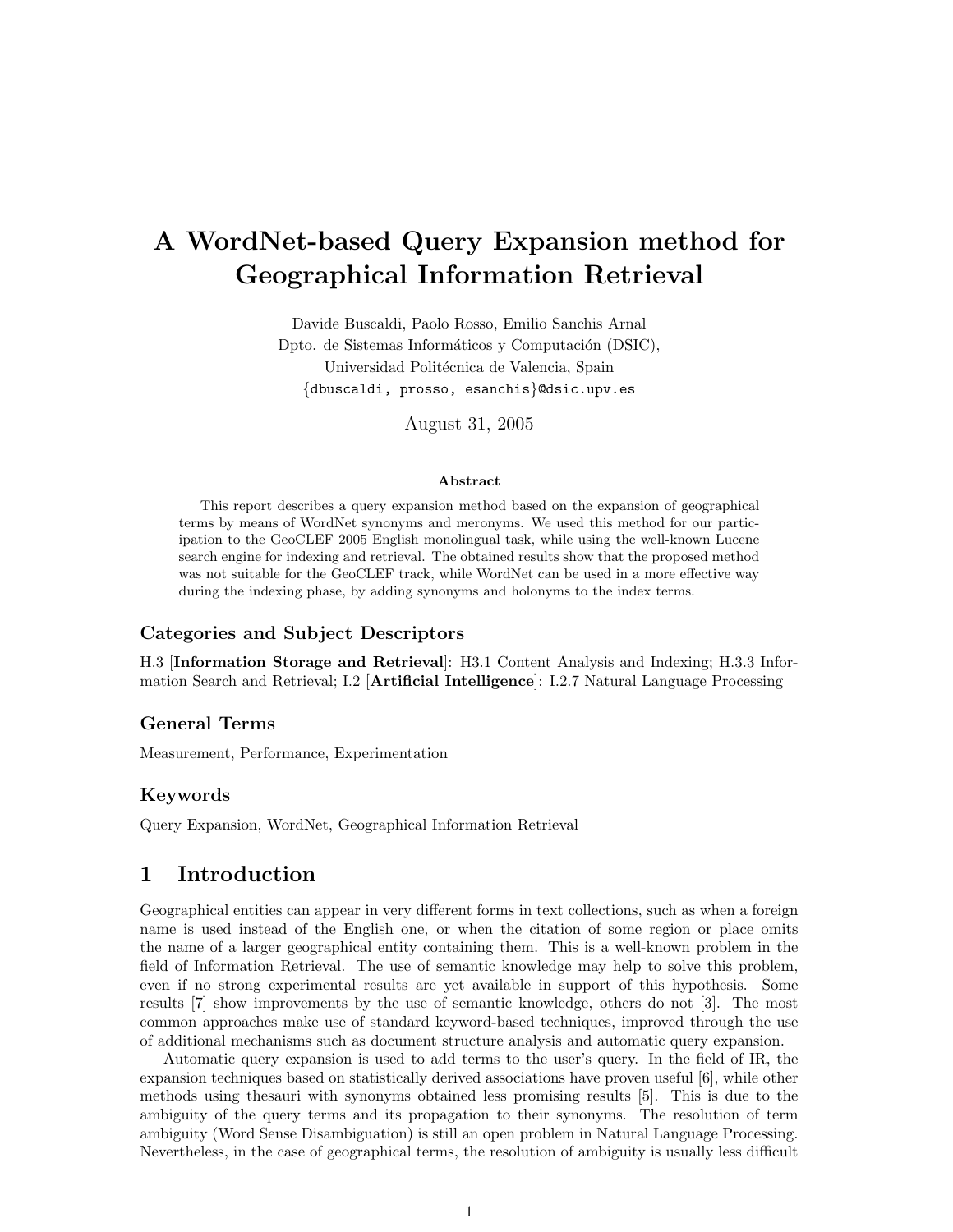# A WordNet-based Query Expansion method for Geographical Information Retrieval

Davide Buscaldi, Paolo Rosso, Emilio Sanchis Arnal  
Dpto. de Sistemas Informáticos y Computación (DSIC),  
Universidad Politécnica de Valencia, Spain  
{dbuscaldi, prosso, esanchis}@dsic.upv.es

August 31, 2005

**Abstract**

This report describes a query expansion method based on the expansion of geographical terms by means of WordNet synonyms and meronyms. We used this method for our participation to the GeoCLEF 2005 English monolingual task, while using the well-known Lucene search engine for indexing and retrieval. The obtained results show that the proposed method was not suitable for the GeoCLEF track, while WordNet can be used in a more effective way during the indexing phase, by adding synonyms and holonyms to the index terms.

### Categories and Subject Descriptors

H.3 [**Information Storage and Retrieval**]: H3.1 Content Analysis and Indexing; H.3.3 Information Search and Retrieval; I.2 [**Artificial Intelligence**]: I.2.7 Natural Language Processing

### General Terms

Measurement, Performance, Experimentation

### Keywords

Query Expansion, WordNet, Geographical Information Retrieval

## 1 Introduction

Geographical entities can appear in very different forms in text collections, such as when a foreign name is used instead of the English one, or when the citation of some region or place omits the name of a larger geographical entity containing them. This is a well-known problem in the field of Information Retrieval. The use of semantic knowledge may help to solve this problem, even if no strong experimental results are yet available in support of this hypothesis. Some results [7] show improvements by the use of semantic knowledge, others do not [3]. The most common approaches make use of standard keyword-based techniques, improved through the use of additional mechanisms such as document structure analysis and automatic query expansion.

Automatic query expansion is used to add terms to the user's query. In the field of IR, the expansion techniques based on statistically derived associations have proven useful [6], while other methods using thesauri with synonyms obtained less promising results [5]. This is due to the ambiguity of the query terms and its propagation to their synonyms. The resolution of term ambiguity (Word Sense Disambiguation) is still an open problem in Natural Language Processing. Nevertheless, in the case of geographical terms, the resolution of ambiguity is usually less difficult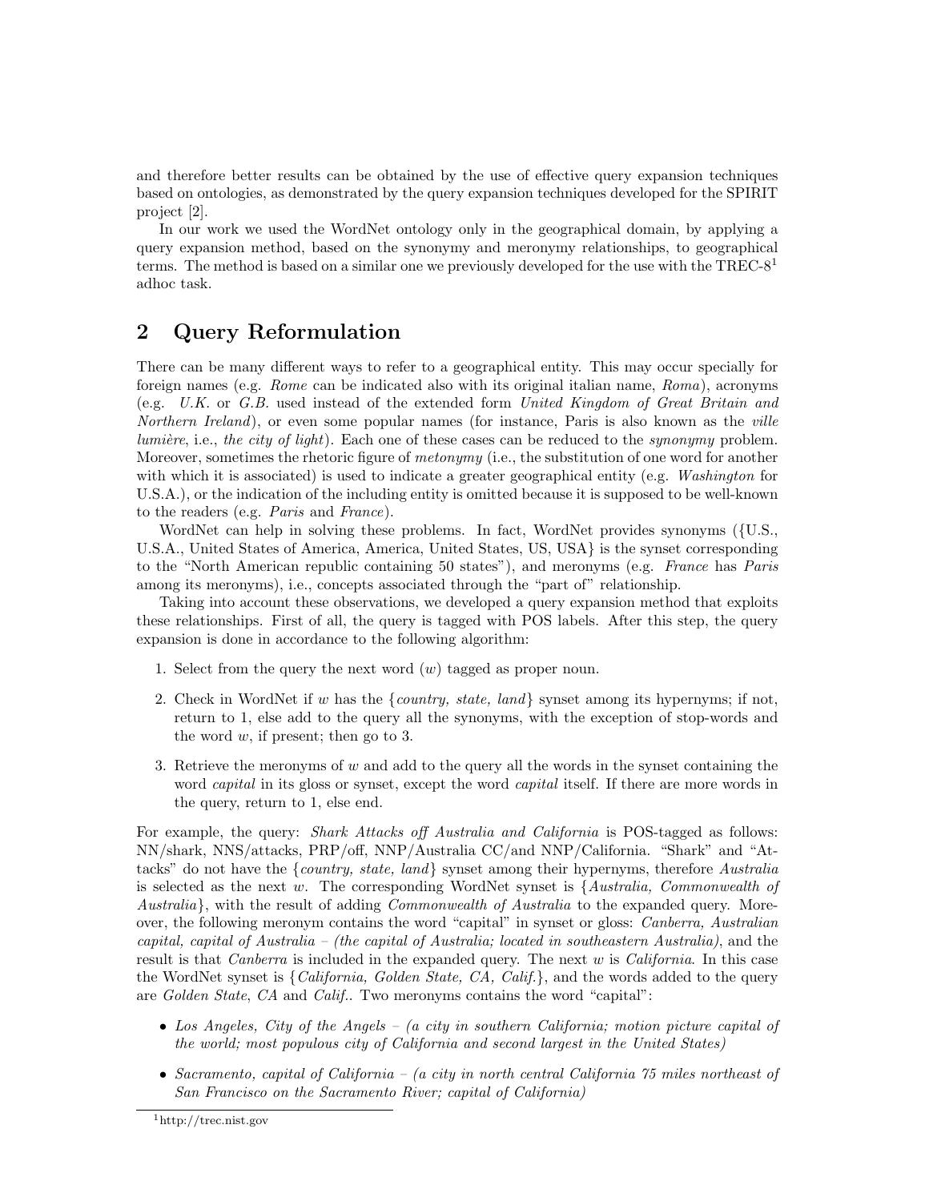and therefore better results can be obtained by the use of effective query expansion techniques based on ontologies, as demonstrated by the query expansion techniques developed for the SPIRIT project [2].

In our work we used the WordNet ontology only in the geographical domain, by applying a query expansion method, based on the synonymy and meronymy relationships, to geographical terms. The method is based on a similar one we previously developed for the use with the TREC-8[1] adhoc task.

## 2 Query Reformulation

There can be many different ways to refer to a geographical entity. This may occur specially for foreign names (e.g. *Rome* can be indicated also with its original italian name, *Roma*), acronyms (e.g. *U.K.* or *G.B.* used instead of the extended form *United Kingdom of Great Britain and Northern Ireland*), or even some popular names (for instance, Paris is also known as the *ville lumière*, i.e., *the city of light*). Each one of these cases can be reduced to the *synonymy* problem. Moreover, sometimes the rhetoric figure of *metonymy* (i.e., the substitution of one word for another with which it is associated) is used to indicate a greater geographical entity (e.g. *Washington* for U.S.A.), or the indication of the including entity is omitted because it is supposed to be well-known to the readers (e.g. *Paris* and *France*).

WordNet can help in solving these problems. In fact, WordNet provides synonyms ({U.S., U.S.A., United States of America, America, United States, US, USA} is the synset corresponding to the "North American republic containing 50 states"), and meronyms (e.g. *France* has *Paris* among its meronyms), i.e., concepts associated through the "part of" relationship.

Taking into account these observations, we developed a query expansion method that exploits these relationships. First of all, the query is tagged with POS labels. After this step, the query expansion is done in accordance to the following algorithm:

1. Select from the query the next word ($w$) tagged as proper noun.
2. Check in WordNet if $w$ has the {*country, state, land*} synset among its hypernyms; if not, return to 1, else add to the query all the synonyms, with the exception of stop-words and the word $w$, if present; then go to 3.
3. Retrieve the meronyms of $w$ and add to the query all the words in the synset containing the word *capital* in its gloss or synset, except the word *capital* itself. If there are more words in the query, return to 1, else end.

For example, the query: *Shark Attacks off Australia and California* is POS-tagged as follows: NN/shark, NNS/attacks, PRP/off, NNP/Australia CC/and NNP/California. "Shark" and "Attacks" do not have the {*country, state, land*} synset among their hypernyms, therefore *Australia* is selected as the next $w$. The corresponding WordNet synset is {*Australia, Commonwealth of Australia*}, with the result of adding *Commonwealth of Australia* to the expanded query. Moreover, the following meronym contains the word "capital" in synset or gloss: *Canberra, Australian capital, capital of Australia – (the capital of Australia; located in southeastern Australia)*, and the result is that *Canberra* is included in the expanded query. The next $w$ is *California*. In this case the WordNet synset is {*California, Golden State, CA, Calif.*}, and the words added to the query are *Golden State*, *CA* and *Calif.*. Two meronyms contains the word "capital":

- *Los Angeles, City of the Angels – (a city in southern California; motion picture capital of the world; most populous city of California and second largest in the United States)*
- *Sacramento, capital of California – (a city in north central California 75 miles northeast of San Francisco on the Sacramento River; capital of California)*

[1] http://trec.nist.gov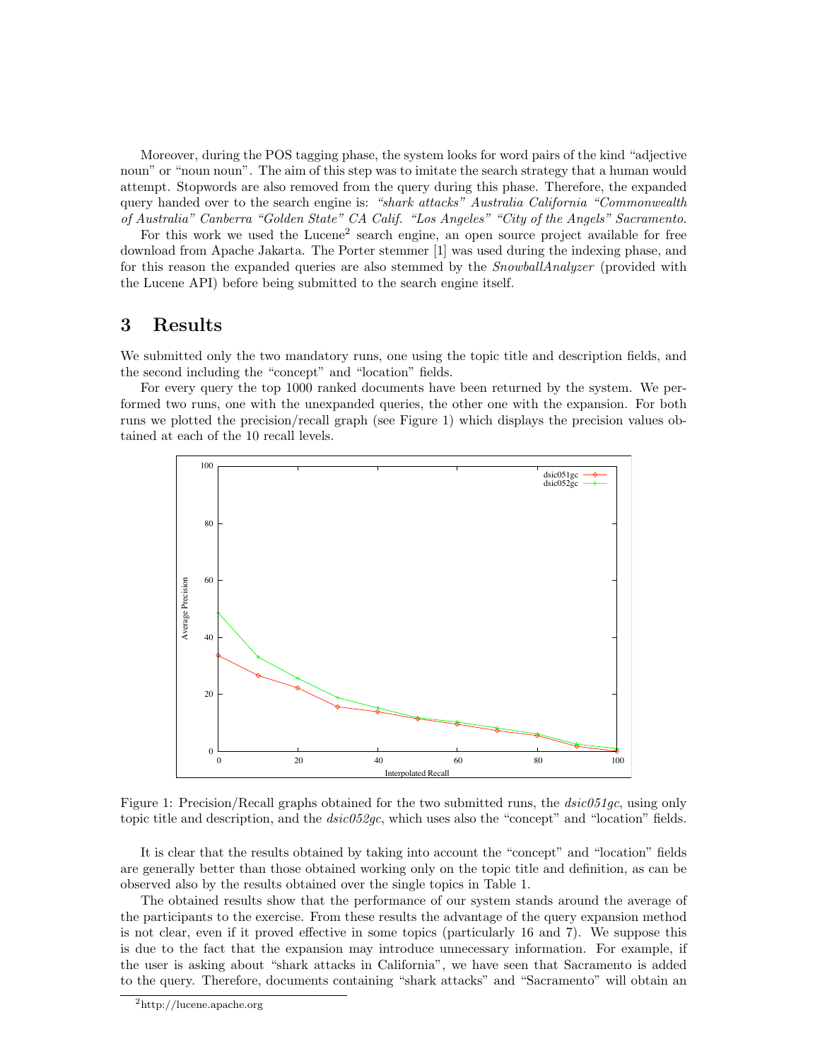Moreover, during the POS tagging phase, the system looks for word pairs of the kind “adjective noun” or “noun noun”. The aim of this step was to imitate the search strategy that a human would attempt. Stopwords are also removed from the query during this phase. Therefore, the expanded query handed over to the search engine is: *“shark attacks” Australia California “Commonwealth of Australia” Canberra “Golden State” CA Calif. “Los Angeles” “City of the Angels” Sacramento*.

For this work we used the Lucene[2] search engine, an open source project available for free download from Apache Jakarta. The Porter stemmer [1] was used during the indexing phase, and for this reason the expanded queries are also stemmed by the *SnowballAnalyzer* (provided with the Lucene API) before being submitted to the search engine itself.

## 3 Results

We submitted only the two mandatory runs, one using the topic title and description fields, and the second including the “concept” and “location” fields.

For every query the top 1000 ranked documents have been returned by the system. We performed two runs, one with the unexpanded queries, the other one with the expansion. For both runs we plotted the precision/recall graph (see Figure 1) which displays the precision values obtained at each of the 10 recall levels.

Figure 1: Precision/Recall graphs obtained for the two submitted runs, the *dsic051gc*, using only topic title and description, and the *dsic052gc*, which uses also the “concept” and “location” fields.

It is clear that the results obtained by taking into account the “concept” and “location” fields are generally better than those obtained working only on the topic title and definition, as can be observed also by the results obtained over the single topics in Table 1.

The obtained results show that the performance of our system stands around the average of the participants to the exercise. From these results the advantage of the query expansion method is not clear, even if it proved effective in some topics (particularly 16 and 7). We suppose this is due to the fact that the expansion may introduce unnecessary information. For example, if the user is asking about “shark attacks in California”, we have seen that Sacramento is added to the query. Therefore, documents containing “shark attacks” and “Sacramento” will obtain an

[2] http://lucene.apache.org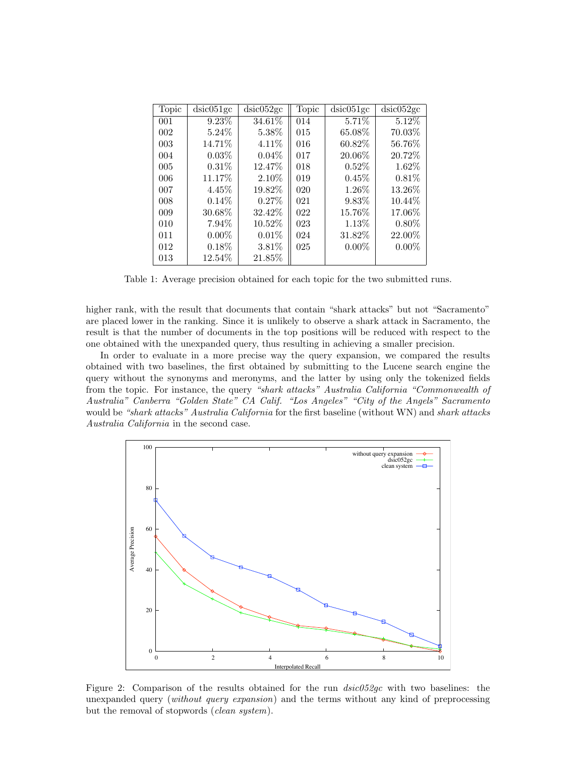| Topic | dsic051gc | dsic052gc | Topic | dsic051gc | dsic052gc |
|---|---|---|---|---|---|
| 001 | 9.23% | 34.61% | 014 | 5.71% | 5.12% |
| 002 | 5.24% | 5.38% | 015 | 65.08% | 70.03% |
| 003 | 14.71% | 4.11% | 016 | 60.82% | 56.76% |
| 004 | 0.03% | 0.04% | 017 | 20.06% | 20.72% |
| 005 | 0.31% | 12.47% | 018 | 0.52% | 1.62% |
| 006 | 11.17% | 2.10% | 019 | 0.45% | 0.81% |
| 007 | 4.45% | 19.82% | 020 | 1.26% | 13.26% |
| 008 | 0.14% | 0.27% | 021 | 9.83% | 10.44% |
| 009 | 30.68% | 32.42% | 022 | 15.76% | 17.06% |
| 010 | 7.94% | 10.52% | 023 | 1.13% | 0.80% |
| 011 | 0.00% | 0.01% | 024 | 31.82% | 22.00% |
| 012 | 0.18% | 3.81% | 025 | 0.00% | 0.00% |
| 013 | 12.54% | 21.85% | | | |

Table 1: Average precision obtained for each topic for the two submitted runs.

higher rank, with the result that documents that contain "shark attacks" but not "Sacramento" are placed lower in the ranking. Since it is unlikely to observe a shark attack in Sacramento, the result is that the number of documents in the top positions will be reduced with respect to the one obtained with the unexpanded query, thus resulting in achieving a smaller precision.

In order to evaluate in a more precise way the query expansion, we compared the results obtained with two baselines, the first obtained by submitting to the Lucene search engine the query without the synonyms and meronyms, and the latter by using only the tokenized fields from the topic. For instance, the query *"shark attacks" Australia California "Commonwealth of Australia" Canberra "Golden State" CA Calif. "Los Angeles" "City of the Angels" Sacramento* would be *"shark attacks" Australia California* for the first baseline (without WN) and *shark attacks Australia California* in the second case.

Figure 2: Comparison of the results obtained for the run *dsic052gc* with two baselines: the unexpanded query (*without query expansion*) and the terms without any kind of preprocessing but the removal of stopwords (*clean system*).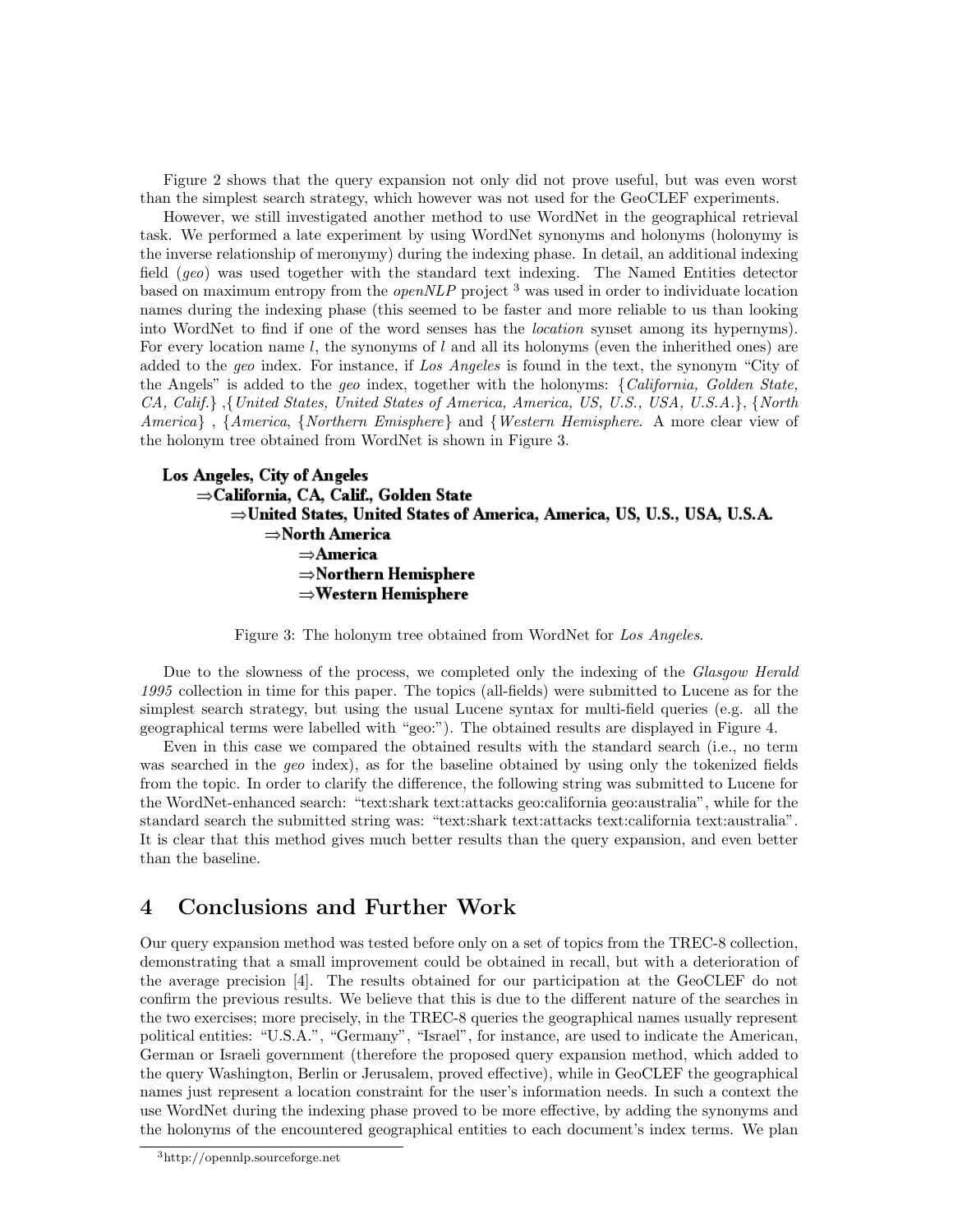Figure 2 shows that the query expansion not only did not prove useful, but was even worst than the simplest search strategy, which however was not used for the GeoCLEF experiments.

However, we still investigated another method to use WordNet in the geographical retrieval task. We performed a late experiment by using WordNet synonyms and holonyms (holonymy is the inverse relationship of meronymy) during the indexing phase. In detail, an additional indexing field (*geo*) was used together with the standard text indexing. The Named Entities detector based on maximum entropy from the *openNLP* project [3] was used in order to individuate location names during the indexing phase (this seemed to be faster and more reliable to us than looking into WordNet to find if one of the word senses has the *location* synset among its hypernyms). For every location name *l*, the synonyms of *l* and all its holonyms (even the inherithed ones) are added to the *geo* index. For instance, if *Los Angeles* is found in the text, the synonym "City of the Angels" is added to the *geo* index, together with the holonyms: {*California, Golden State, CA, Calif.*} ,{*United States, United States of America, America, US, U.S., USA, U.S.A.*}, {*North America*} , {*America*, {*Northern Emisphere*} and {*Western Hemisphere*. A more clear view of the holonym tree obtained from WordNet is shown in Figure 3.

**Los Angeles, City of Angeles**
- **⇒California, CA, Calif., Golden State**
  - **⇒United States, United States of America, America, US, U.S., USA, U.S.A.**
    - **⇒North America**
      - **⇒America**
      - **⇒Northern Hemisphere**
      - **⇒Western Hemisphere**

Figure 3: The holonym tree obtained from WordNet for *Los Angeles*.

Due to the slowness of the process, we completed only the indexing of the *Glasgow Herald 1995* collection in time for this paper. The topics (all-fields) were submitted to Lucene as for the simplest search strategy, but using the usual Lucene syntax for multi-field queries (e.g. all the geographical terms were labelled with "geo:"). The obtained results are displayed in Figure 4.

Even in this case we compared the obtained results with the standard search (i.e., no term was searched in the *geo* index), as for the baseline obtained by using only the tokenized fields from the topic. In order to clarify the difference, the following string was submitted to Lucene for the WordNet-enhanced search: "text:shark text:attacks geo:california geo:australia", while for the standard search the submitted string was: "text:shark text:attacks text:california text:australia". It is clear that this method gives much better results than the query expansion, and even better than the baseline.

## 4 Conclusions and Further Work

Our query expansion method was tested before only on a set of topics from the TREC-8 collection, demonstrating that a small improvement could be obtained in recall, but with a deterioration of the average precision [4]. The results obtained for our participation at the GeoCLEF do not confirm the previous results. We believe that this is due to the different nature of the searches in the two exercises; more precisely, in the TREC-8 queries the geographical names usually represent political entities: "U.S.A.", "Germany", "Israel", for instance, are used to indicate the American, German or Israeli government (therefore the proposed query expansion method, which added to the query Washington, Berlin or Jerusalem, proved effective), while in GeoCLEF the geographical names just represent a location constraint for the user's information needs. In such a context the use WordNet during the indexing phase proved to be more effective, by adding the synonyms and the holonyms of the encountered geographical entities to each document's index terms. We plan

[3] http://opennlp.sourceforge.net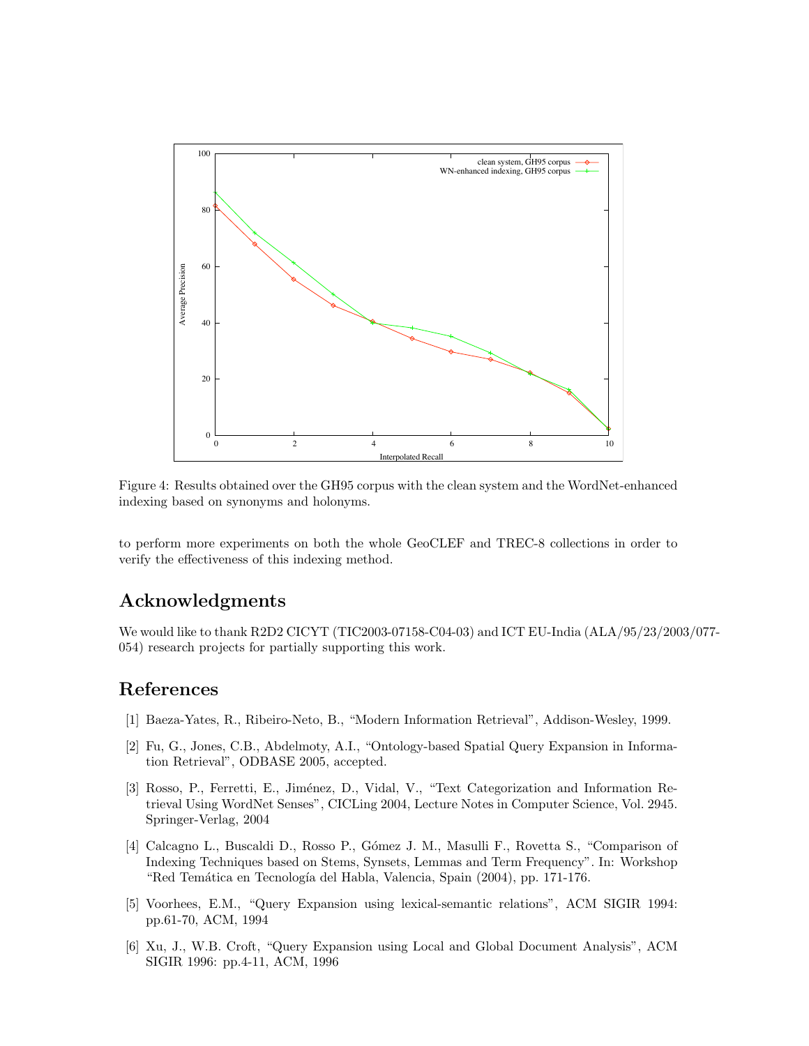Figure 4: Results obtained over the GH95 corpus with the clean system and the WordNet-enhanced indexing based on synonyms and holonyms.

to perform more experiments on both the whole GeoCLEF and TREC-8 collections in order to verify the effectiveness of this indexing method.

## Acknowledgments

We would like to thank R2D2 CICYT (TIC2003-07158-C04-03) and ICT EU-India (ALA/95/23/2003/077-054) research projects for partially supporting this work.

## References

[1] Baeza-Yates, R., Ribeiro-Neto, B., "Modern Information Retrieval", Addison-Wesley, 1999.

[2] Fu, G., Jones, C.B., Abdelmoty, A.I., "Ontology-based Spatial Query Expansion in Information Retrieval", ODBASE 2005, accepted.

[3] Rosso, P., Ferretti, E., Jiménez, D., Vidal, V., "Text Categorization and Information Retrieval Using WordNet Senses", CICLing 2004, Lecture Notes in Computer Science, Vol. 2945. Springer-Verlag, 2004

[4] Calcagno L., Buscaldi D., Rosso P., Gómez J. M., Masulli F., Rovetta S., "Comparison of Indexing Techniques based on Stems, Synsets, Lemmas and Term Frequency". In: Workshop "Red Temática en Tecnología del Habla, Valencia, Spain (2004), pp. 171-176.

[5] Voorhees, E.M., "Query Expansion using lexical-semantic relations", ACM SIGIR 1994: pp.61-70, ACM, 1994

[6] Xu, J., W.B. Croft, "Query Expansion using Local and Global Document Analysis", ACM SIGIR 1996: pp.4-11, ACM, 1996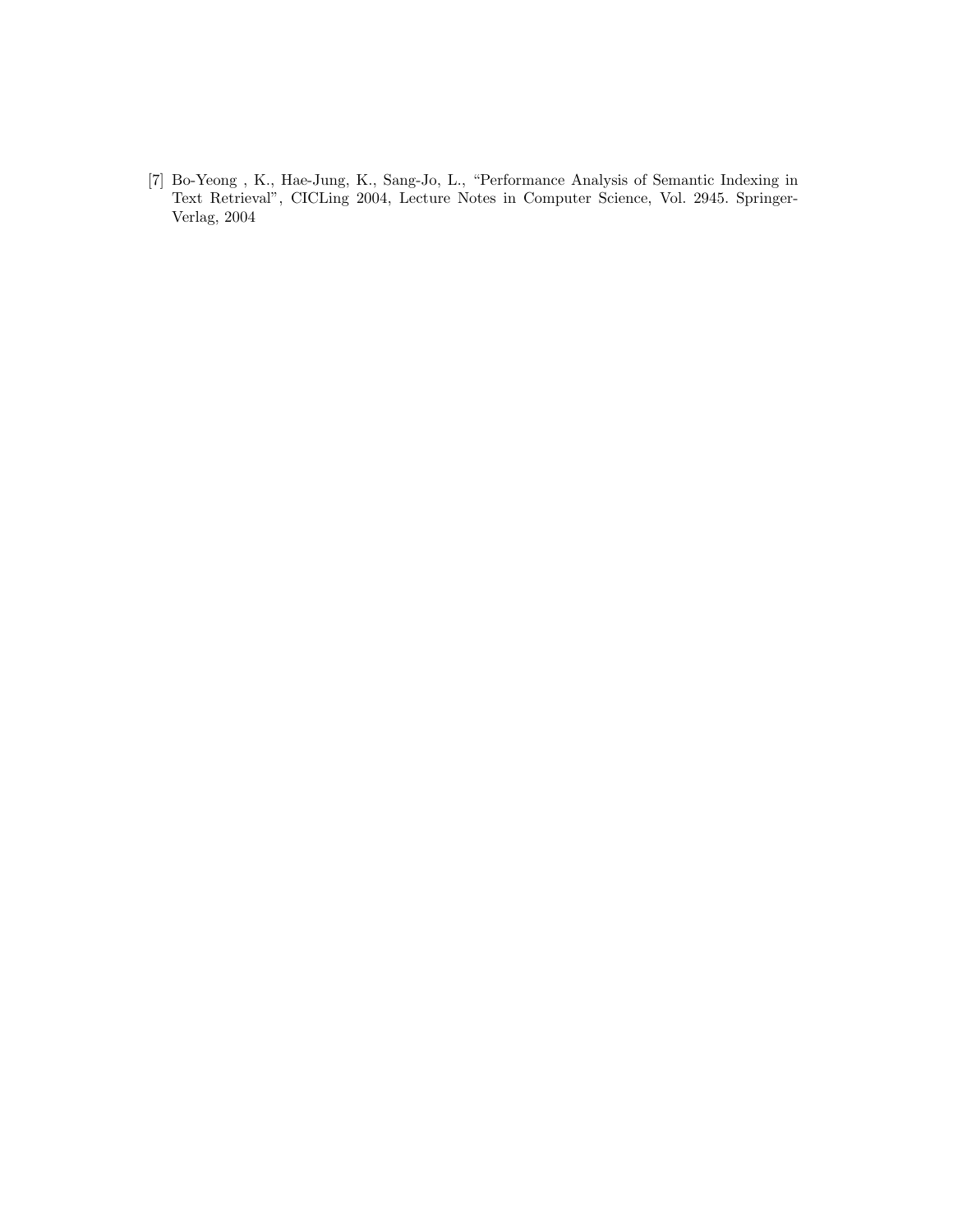[7] Bo-Yeong , K., Hae-Jung, K., Sang-Jo, L., "Performance Analysis of Semantic Indexing in Text Retrieval", CICLing 2004, Lecture Notes in Computer Science, Vol. 2945. Springer-Verlag, 2004